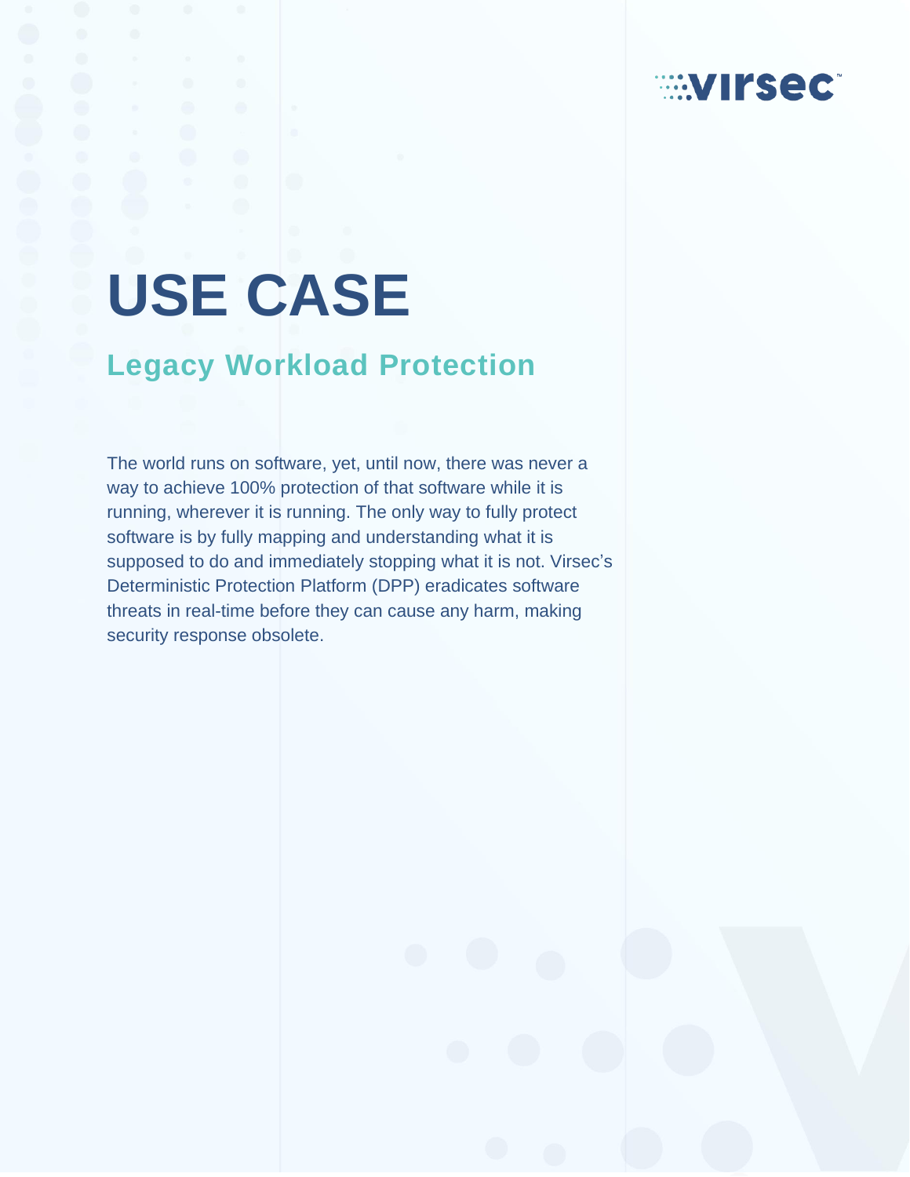virsec

# USE CASE

## Legacy Workload Protection

The world runs on software, yet, until now, there was never a way to achieve 100% protection of that software while it is running, wherever it is running. The only way to fully protect software is by fully mapping and understanding what it is supposed to do and immediately stopping what it is not. Virsec's Deterministic Protection Platform (DPP) eradicates software threats in real-time before they can cause any harm, making security response obsolete.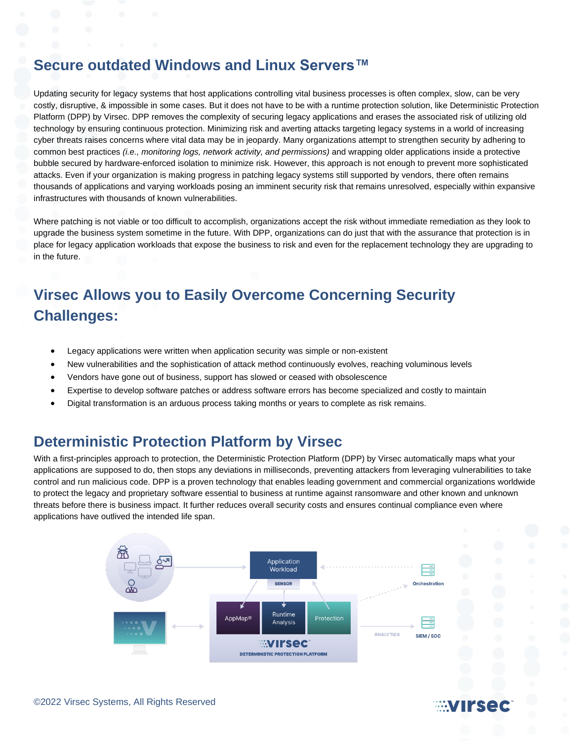## Secure outdated Windows and Linux Servers™

Updating security for legacy systems that host applications controlling vital business processes is often complex, slow, can be very costly, disruptive, & impossible in some cases. But it does not have to be with a runtime protection solution, like Deterministic Protection Platform (DPP) by Virsec. DPP removes the complexity of securing legacy applications and erases the associated risk of utilizing old technology by ensuring continuous protection. Minimizing risk and averting attacks targeting legacy systems in a world of increasing cyber threats raises concerns where vital data may be in jeopardy. Many organizations attempt to strengthen security by adhering to common best practices *(i.e., monitoring logs, network activity, and permissions)* and wrapping older applications inside a protective bubble secured by hardware-enforced isolation to minimize risk. However, this approach is not enough to prevent more sophisticated attacks. Even if your organization is making progress in patching legacy systems still supported by vendors, there often remains thousands of applications and varying workloads posing an imminent security risk that remains unresolved, especially within expansive infrastructures with thousands of known vulnerabilities.

Where patching is not viable or too difficult to accomplish, organizations accept the risk without immediate remediation as they look to upgrade the business system sometime in the future. With DPP, organizations can do just that with the assurance that protection is in place for legacy application workloads that expose the business to risk and even for the replacement technology they are upgrading to in the future.

## Virsec Allows you to Easily Overcome Concerning Security Challenges:

- Legacy applications were written when application security was simple or non-existent
- New vulnerabilities and the sophistication of attack method continuously evolves, reaching voluminous levels
- Vendors have gone out of business, support has slowed or ceased with obsolescence
- Expertise to develop software patches or address software errors has become specialized and costly to maintain
- Digital transformation is an arduous process taking months or years to complete as risk remains.

## Deterministic Protection Platform by Virsec

With a first-principles approach to protection, the Deterministic Protection Platform (DPP) by Virsec automatically maps what your applications are supposed to do, then stops any deviations in milliseconds, preventing attackers from leveraging vulnerabilities to take control and run malicious code. DPP is a proven technology that enables leading government and commercial organizations worldwide to protect the legacy and proprietary software essential to business at runtime against ransomware and other known and unknown threats before there is business impact. It further reduces overall security costs and ensures continual compliance even where applications have outlived the intended life span.

Application Workload

SENSOR

AppMap® | Runtime Analysis | Protection

virsec

DETERMINISTIC PROTECTION PLATFORM

Orchestration

ANALYTICS

SIEM / SOC

©2022 Virsec Systems, All Rights Reserved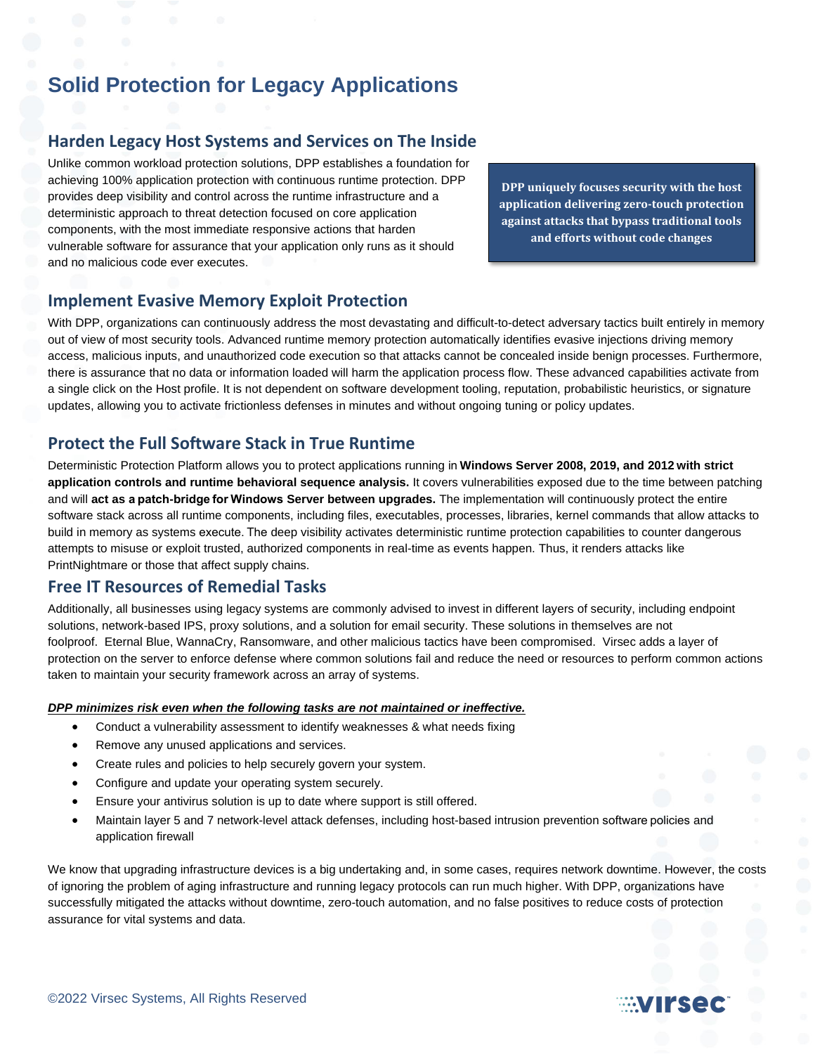# Solid Protection for Legacy Applications

## Harden Legacy Host Systems and Services on The Inside

Unlike common workload protection solutions, DPP establishes a foundation for achieving 100% application protection with continuous runtime protection. DPP provides deep visibility and control across the runtime infrastructure and a deterministic approach to threat detection focused on core application components, with the most immediate responsive actions that harden vulnerable software for assurance that your application only runs as it should and no malicious code ever executes.

**DPP uniquely focuses security with the host application delivering zero-touch protection against attacks that bypass traditional tools and efforts without code changes**

## Implement Evasive Memory Exploit Protection

With DPP, organizations can continuously address the most devastating and difficult-to-detect adversary tactics built entirely in memory out of view of most security tools. Advanced runtime memory protection automatically identifies evasive injections driving memory access, malicious inputs, and unauthorized code execution so that attacks cannot be concealed inside benign processes. Furthermore, there is assurance that no data or information loaded will harm the application process flow. These advanced capabilities activate from a single click on the Host profile. It is not dependent on software development tooling, reputation, probabilistic heuristics, or signature updates, allowing you to activate frictionless defenses in minutes and without ongoing tuning or policy updates.

## Protect the Full Software Stack in True Runtime

Deterministic Protection Platform allows you to protect applications running in **Windows Server 2008, 2019, and 2012 with strict application controls and runtime behavioral sequence analysis.** It covers vulnerabilities exposed due to the time between patching and will **act as a patch-bridge for Windows Server between upgrades.** The implementation will continuously protect the entire software stack across all runtime components, including files, executables, processes, libraries, kernel commands that allow attacks to build in memory as systems execute. The deep visibility activates deterministic runtime protection capabilities to counter dangerous attempts to misuse or exploit trusted, authorized components in real-time as events happen. Thus, it renders attacks like PrintNightmare or those that affect supply chains.

## Free IT Resources of Remedial Tasks

Additionally, all businesses using legacy systems are commonly advised to invest in different layers of security, including endpoint solutions, network-based IPS, proxy solutions, and a solution for email security. These solutions in themselves are not foolproof. Eternal Blue, WannaCry, Ransomware, and other malicious tactics have been compromised. Virsec adds a layer of protection on the server to enforce defense where common solutions fail and reduce the need or resources to perform common actions taken to maintain your security framework across an array of systems.

***DPP minimizes risk even when the following tasks are not maintained or ineffective.***

- Conduct a vulnerability assessment to identify weaknesses & what needs fixing
- Remove any unused applications and services.
- Create rules and policies to help securely govern your system.
- Configure and update your operating system securely.
- Ensure your antivirus solution is up to date where support is still offered.
- Maintain layer 5 and 7 network-level attack defenses, including host-based intrusion prevention software policies and application firewall

We know that upgrading infrastructure devices is a big undertaking and, in some cases, requires network downtime. However, the costs of ignoring the problem of aging infrastructure and running legacy protocols can run much higher. With DPP, organizations have successfully mitigated the attacks without downtime, zero-touch automation, and no false positives to reduce costs of protection assurance for vital systems and data.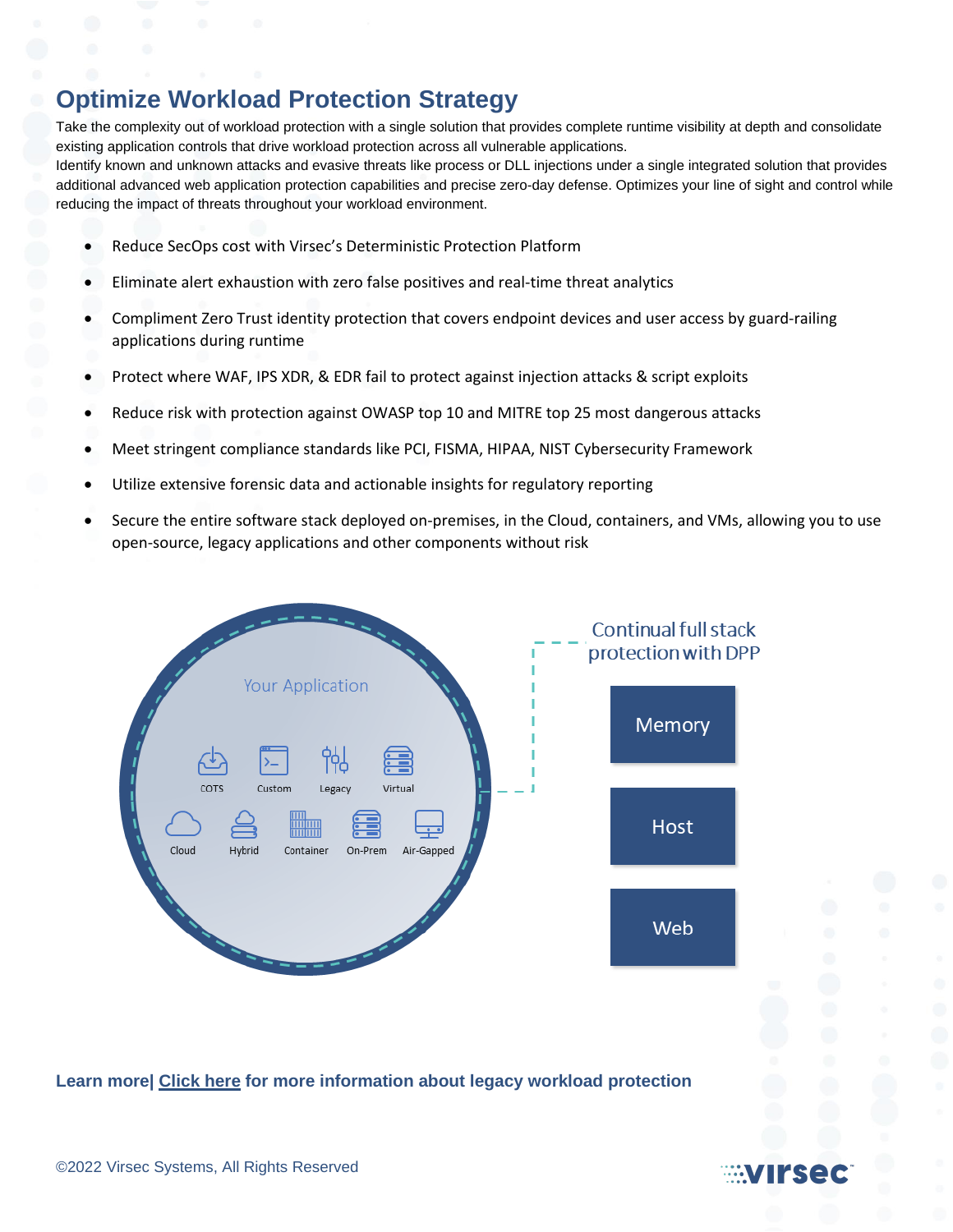## Optimize Workload Protection Strategy

Take the complexity out of workload protection with a single solution that provides complete runtime visibility at depth and consolidate existing application controls that drive workload protection across all vulnerable applications.
Identify known and unknown attacks and evasive threats like process or DLL injections under a single integrated solution that provides additional advanced web application protection capabilities and precise zero-day defense. Optimizes your line of sight and control while reducing the impact of threats throughout your workload environment.

- Reduce SecOps cost with Virsec's Deterministic Protection Platform
- Eliminate alert exhaustion with zero false positives and real-time threat analytics
- Compliment Zero Trust identity protection that covers endpoint devices and user access by guard-railing applications during runtime
- Protect where WAF, IPS XDR, & EDR fail to protect against injection attacks & script exploits
- Reduce risk with protection against OWASP top 10 and MITRE top 25 most dangerous attacks
- Meet stringent compliance standards like PCI, FISMA, HIPAA, NIST Cybersecurity Framework
- Utilize extensive forensic data and actionable insights for regulatory reporting
- Secure the entire software stack deployed on-premises, in the Cloud, containers, and VMs, allowing you to use open-source, legacy applications and other components without risk

Your Application

COTS
Custom
Legacy
Virtual
Cloud
Hybrid
Container
On-Prem
Air-Gapped

Continual full stack protection with DPP

Memory

Host

Web

**Learn more| Click here for more information about legacy workload protection**

©2022 Virsec Systems, All Rights Reserved